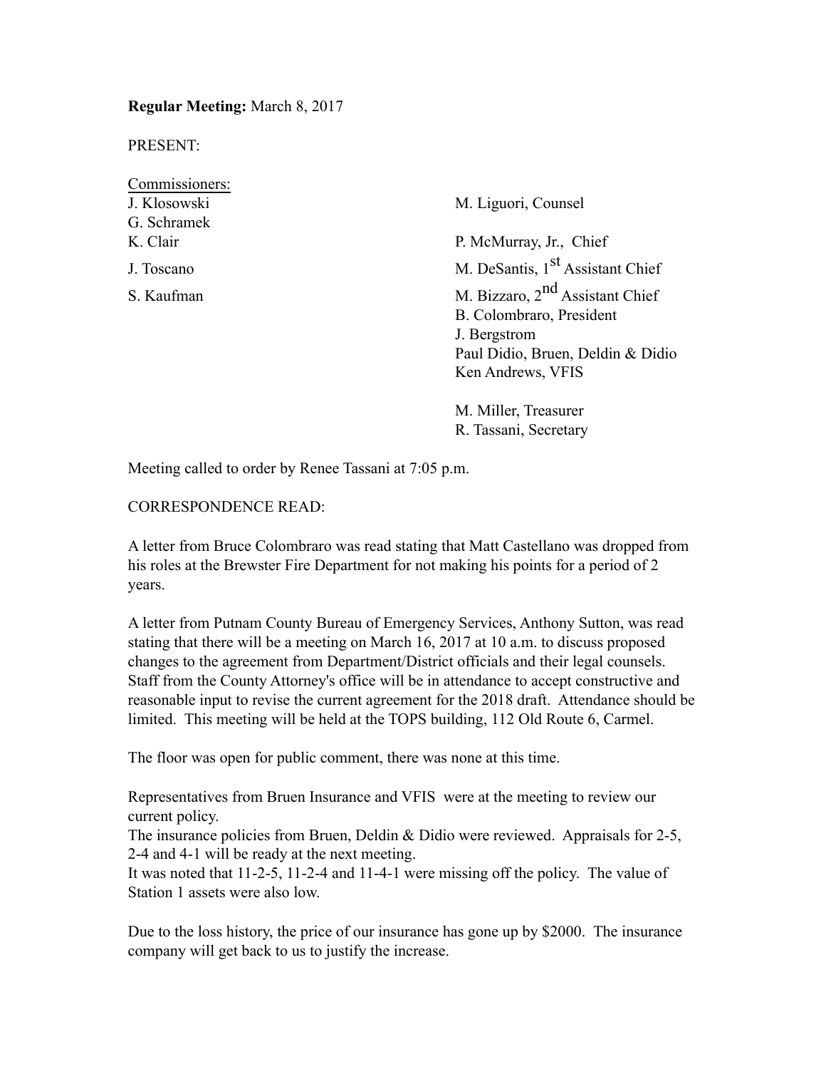**Regular Meeting:** March 8, 2017

PRESENT:

| Commissioners: | |
|---|---|
| J. Klosowski | M. Liguori, Counsel |
| G. Schramek | |
| K. Clair | P. McMurray, Jr., Chief |
| J. Toscano | M. DeSantis, 1st Assistant Chief |
| S. Kaufman | M. Bizzaro, 2nd Assistant Chief |
| | B. Colombraro, President |
| | J. Bergstrom |
| | Paul Didio, Bruen, Deldin & Didio |
| | Ken Andrews, VFIS |
| | |
| | M. Miller, Treasurer |
| | R. Tassani, Secretary |

Meeting called to order by Renee Tassani at 7:05 p.m.

CORRESPONDENCE READ:

A letter from Bruce Colombraro was read stating that Matt Castellano was dropped from his roles at the Brewster Fire Department for not making his points for a period of 2 years.

A letter from Putnam County Bureau of Emergency Services, Anthony Sutton, was read stating that there will be a meeting on March 16, 2017 at 10 a.m. to discuss proposed changes to the agreement from Department/District officials and their legal counsels. Staff from the County Attorney's office will be in attendance to accept constructive and reasonable input to revise the current agreement for the 2018 draft. Attendance should be limited. This meeting will be held at the TOPS building, 112 Old Route 6, Carmel.

The floor was open for public comment, there was none at this time.

Representatives from Bruen Insurance and VFIS were at the meeting to review our current policy.
The insurance policies from Bruen, Deldin & Didio were reviewed. Appraisals for 2-5, 2-4 and 4-1 will be ready at the next meeting.
It was noted that 11-2-5, 11-2-4 and 11-4-1 were missing off the policy. The value of Station 1 assets were also low.

Due to the loss history, the price of our insurance has gone up by $2000. The insurance company will get back to us to justify the increase.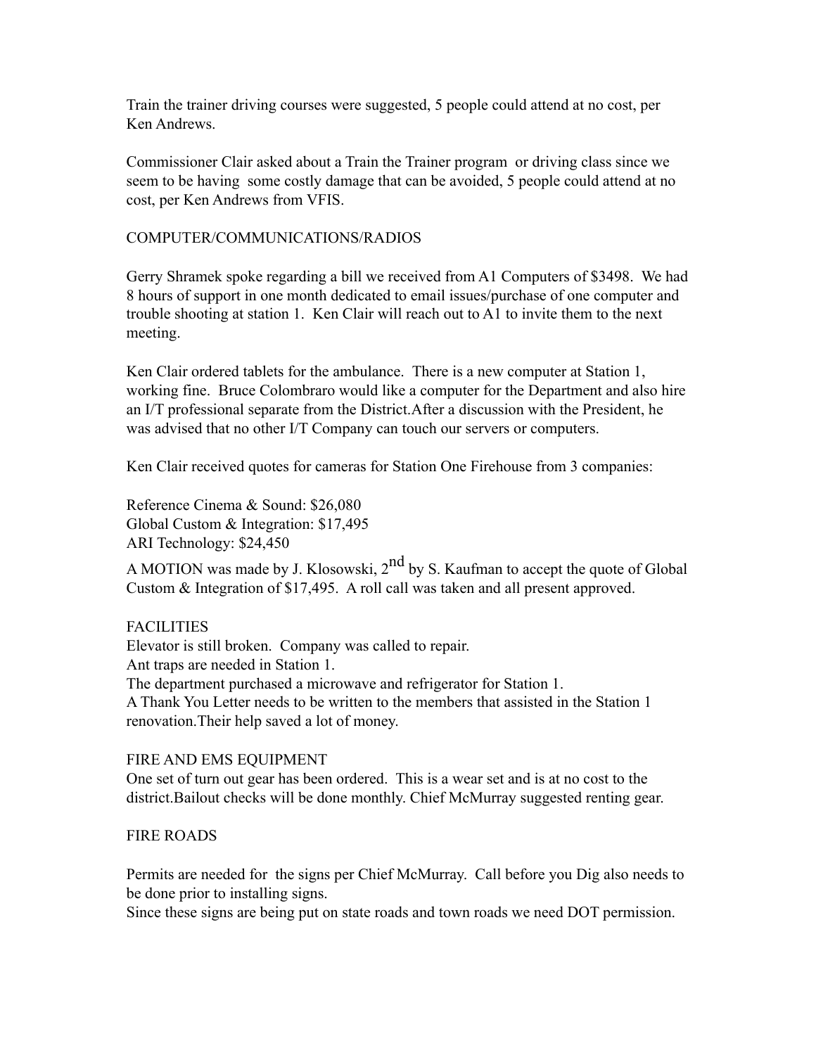Train the trainer driving courses were suggested, 5 people could attend at no cost, per Ken Andrews.

Commissioner Clair asked about a Train the Trainer program or driving class since we seem to be having some costly damage that can be avoided, 5 people could attend at no cost, per Ken Andrews from VFIS.

## COMPUTER/COMMUNICATIONS/RADIOS

Gerry Shramek spoke regarding a bill we received from A1 Computers of $3498. We had 8 hours of support in one month dedicated to email issues/purchase of one computer and trouble shooting at station 1. Ken Clair will reach out to A1 to invite them to the next meeting.

Ken Clair ordered tablets for the ambulance. There is a new computer at Station 1, working fine. Bruce Colombraro would like a computer for the Department and also hire an I/T professional separate from the District.After a discussion with the President, he was advised that no other I/T Company can touch our servers or computers.

Ken Clair received quotes for cameras for Station One Firehouse from 3 companies:

Reference Cinema & Sound: $26,080
Global Custom & Integration: $17,495
ARI Technology: $24,450

A MOTION was made by J. Klosowski, 2nd by S. Kaufman to accept the quote of Global Custom & Integration of $17,495. A roll call was taken and all present approved.

## FACILITIES

Elevator is still broken. Company was called to repair.
Ant traps are needed in Station 1.
The department purchased a microwave and refrigerator for Station 1.
A Thank You Letter needs to be written to the members that assisted in the Station 1 renovation.Their help saved a lot of money.

## FIRE AND EMS EQUIPMENT

One set of turn out gear has been ordered. This is a wear set and is at no cost to the district.Bailout checks will be done monthly. Chief McMurray suggested renting gear.

## FIRE ROADS

Permits are needed for the signs per Chief McMurray. Call before you Dig also needs to be done prior to installing signs.
Since these signs are being put on state roads and town roads we need DOT permission.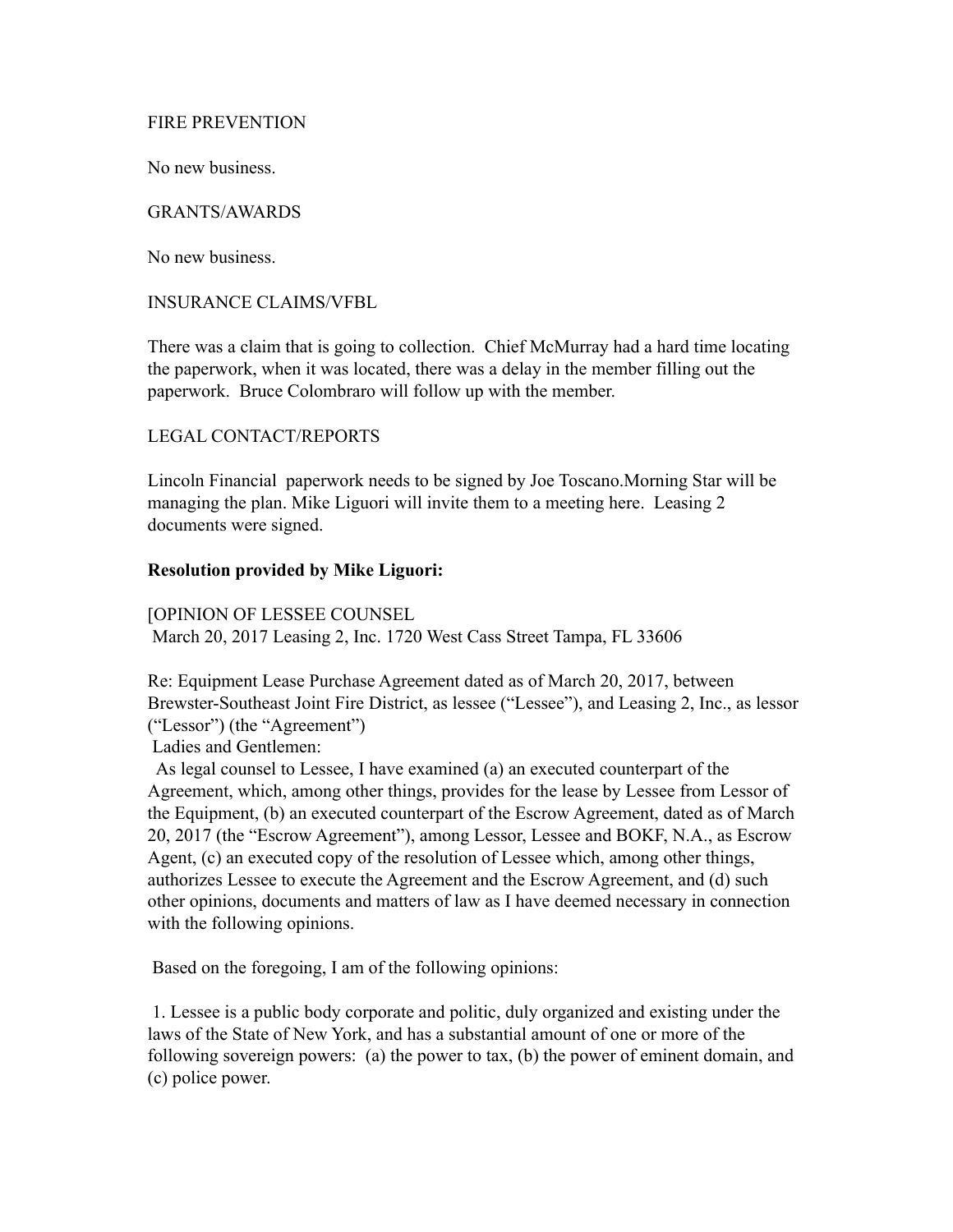FIRE PREVENTION

No new business.

GRANTS/AWARDS

No new business.

INSURANCE CLAIMS/VFBL

There was a claim that is going to collection. Chief McMurray had a hard time locating the paperwork, when it was located, there was a delay in the member filling out the paperwork. Bruce Colombraro will follow up with the member.

LEGAL CONTACT/REPORTS

Lincoln Financial paperwork needs to be signed by Joe Toscano.Morning Star will be managing the plan. Mike Liguori will invite them to a meeting here. Leasing 2 documents were signed.

**Resolution provided by Mike Liguori:**

[OPINION OF LESSEE COUNSEL
March 20, 2017 Leasing 2, Inc. 1720 West Cass Street Tampa, FL 33606

Re: Equipment Lease Purchase Agreement dated as of March 20, 2017, between Brewster-Southeast Joint Fire District, as lessee ("Lessee"), and Leasing 2, Inc., as lessor ("Lessor") (the "Agreement")
Ladies and Gentlemen:
As legal counsel to Lessee, I have examined (a) an executed counterpart of the Agreement, which, among other things, provides for the lease by Lessee from Lessor of the Equipment, (b) an executed counterpart of the Escrow Agreement, dated as of March 20, 2017 (the "Escrow Agreement"), among Lessor, Lessee and BOKF, N.A., as Escrow Agent, (c) an executed copy of the resolution of Lessee which, among other things, authorizes Lessee to execute the Agreement and the Escrow Agreement, and (d) such other opinions, documents and matters of law as I have deemed necessary in connection with the following opinions.

Based on the foregoing, I am of the following opinions:

1. Lessee is a public body corporate and politic, duly organized and existing under the laws of the State of New York, and has a substantial amount of one or more of the following sovereign powers: (a) the power to tax, (b) the power of eminent domain, and (c) police power.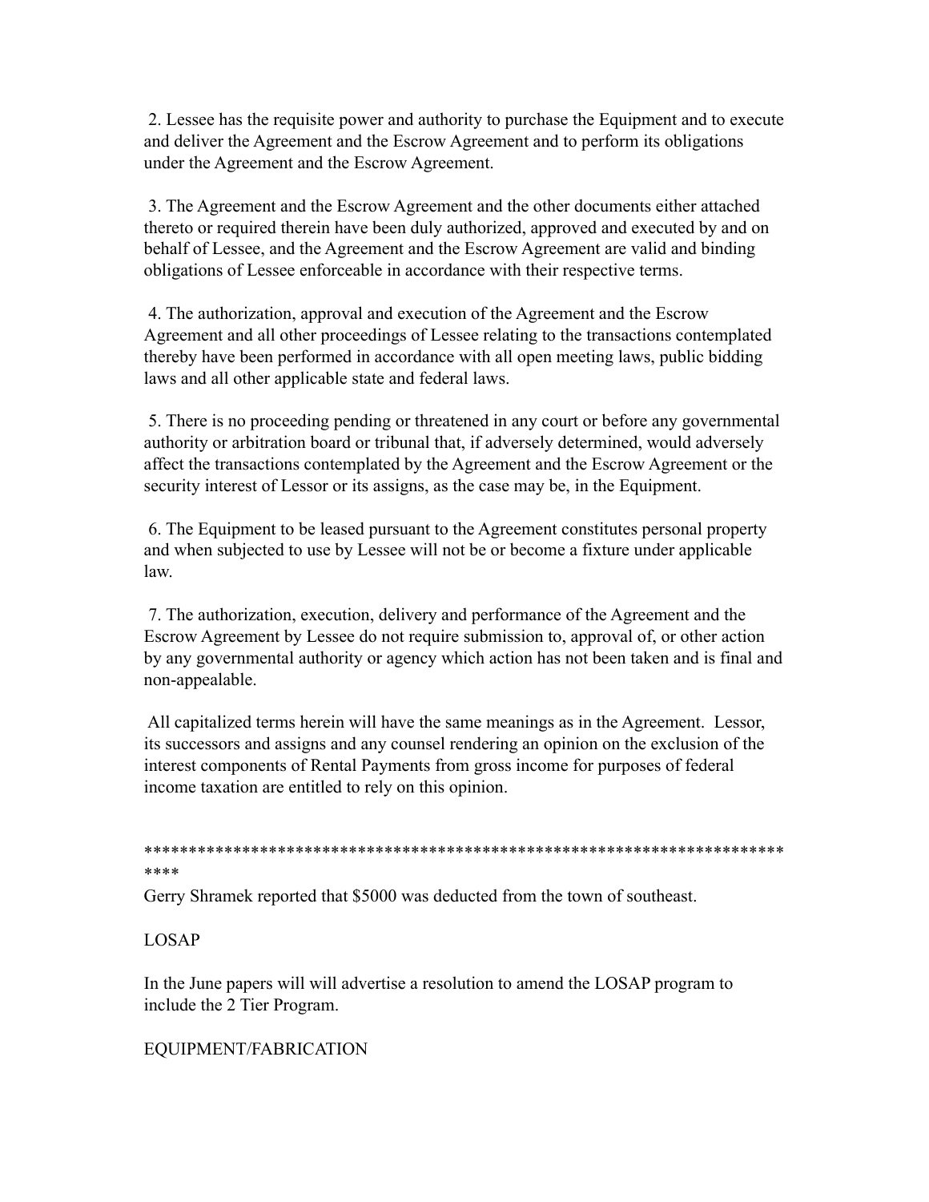2. Lessee has the requisite power and authority to purchase the Equipment and to execute and deliver the Agreement and the Escrow Agreement and to perform its obligations under the Agreement and the Escrow Agreement.

3. The Agreement and the Escrow Agreement and the other documents either attached thereto or required therein have been duly authorized, approved and executed by and on behalf of Lessee, and the Agreement and the Escrow Agreement are valid and binding obligations of Lessee enforceable in accordance with their respective terms.

4. The authorization, approval and execution of the Agreement and the Escrow Agreement and all other proceedings of Lessee relating to the transactions contemplated thereby have been performed in accordance with all open meeting laws, public bidding laws and all other applicable state and federal laws.

5. There is no proceeding pending or threatened in any court or before any governmental authority or arbitration board or tribunal that, if adversely determined, would adversely affect the transactions contemplated by the Agreement and the Escrow Agreement or the security interest of Lessor or its assigns, as the case may be, in the Equipment.

6. The Equipment to be leased pursuant to the Agreement constitutes personal property and when subjected to use by Lessee will not be or become a fixture under applicable law.

7. The authorization, execution, delivery and performance of the Agreement and the Escrow Agreement by Lessee do not require submission to, approval of, or other action by any governmental authority or agency which action has not been taken and is final and non-appealable.

All capitalized terms herein will have the same meanings as in the Agreement. Lessor, its successors and assigns and any counsel rendering an opinion on the exclusion of the interest components of Rental Payments from gross income for purposes of federal income taxation are entitled to rely on this opinion.

****************************************************************************

Gerry Shramek reported that $5000 was deducted from the town of southeast.

LOSAP

In the June papers will will advertise a resolution to amend the LOSAP program to include the 2 Tier Program.

EQUIPMENT/FABRICATION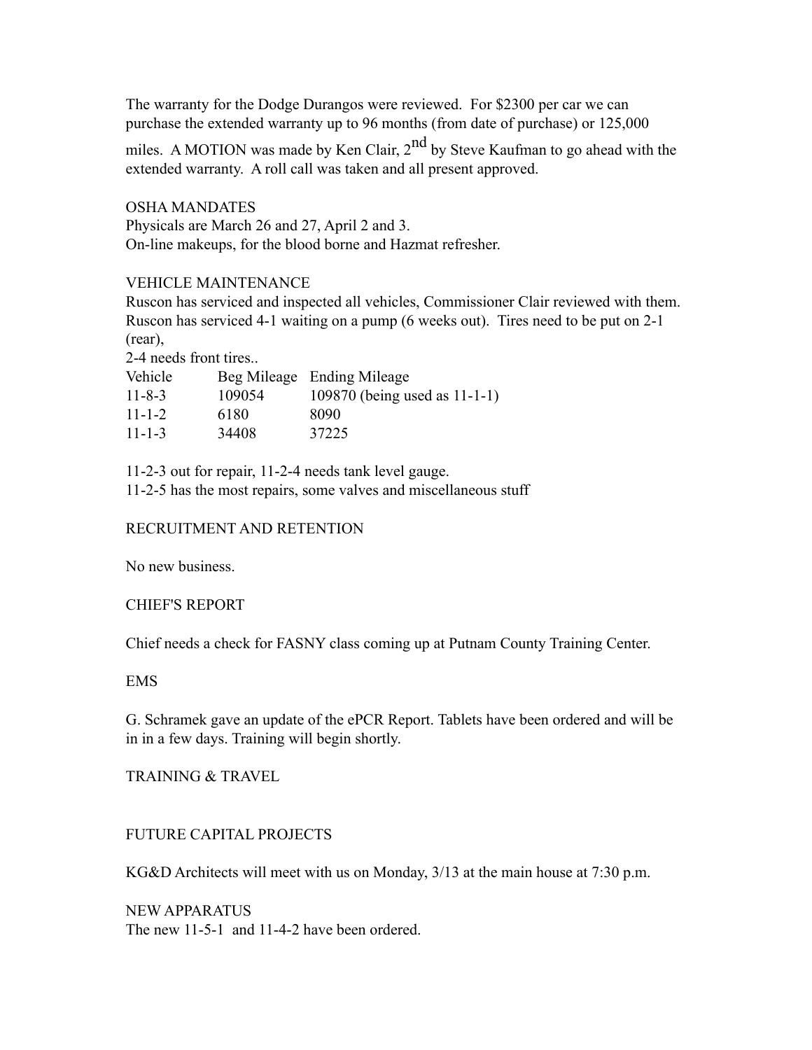The warranty for the Dodge Durangos were reviewed. For $2300 per car we can purchase the extended warranty up to 96 months (from date of purchase) or 125,000 miles. A MOTION was made by Ken Clair, 2nd by Steve Kaufman to go ahead with the extended warranty. A roll call was taken and all present approved.

OSHA MANDATES

Physicals are March 26 and 27, April 2 and 3.

On-line makeups, for the blood borne and Hazmat refresher.

VEHICLE MAINTENANCE

Ruscon has serviced and inspected all vehicles, Commissioner Clair reviewed with them. Ruscon has serviced 4-1 waiting on a pump (6 weeks out). Tires need to be put on 2-1 (rear),

2-4 needs front tires..

| Vehicle | Beg Mileage | Ending Mileage |
|---|---|---|
| 11-8-3 | 109054 | 109870 (being used as 11-1-1) |
| 11-1-2 | 6180 | 8090 |
| 11-1-3 | 34408 | 37225 |

11-2-3 out for repair, 11-2-4 needs tank level gauge.

11-2-5 has the most repairs, some valves and miscellaneous stuff

RECRUITMENT AND RETENTION

No new business.

CHIEF'S REPORT

Chief needs a check for FASNY class coming up at Putnam County Training Center.

EMS

G. Schramek gave an update of the ePCR Report. Tablets have been ordered and will be in in a few days. Training will begin shortly.

TRAINING & TRAVEL

FUTURE CAPITAL PROJECTS

KG&D Architects will meet with us on Monday, 3/13 at the main house at 7:30 p.m.

NEW APPARATUS

The new 11-5-1 and 11-4-2 have been ordered.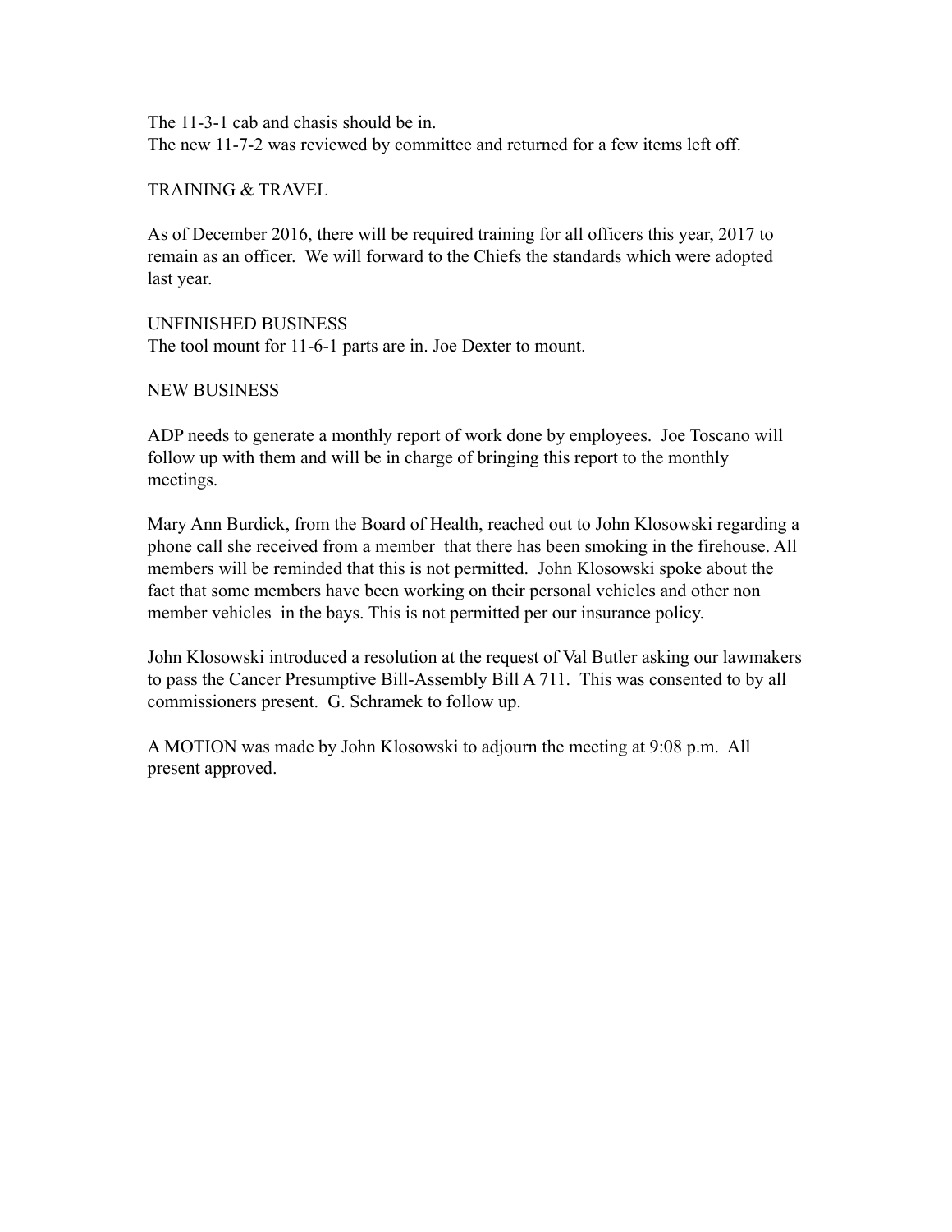The 11-3-1 cab and chasis should be in.
The new 11-7-2 was reviewed by committee and returned for a few items left off.

## TRAINING & TRAVEL

As of December 2016, there will be required training for all officers this year, 2017 to remain as an officer. We will forward to the Chiefs the standards which were adopted last year.

## UNFINISHED BUSINESS

The tool mount for 11-6-1 parts are in. Joe Dexter to mount.

## NEW BUSINESS

ADP needs to generate a monthly report of work done by employees. Joe Toscano will follow up with them and will be in charge of bringing this report to the monthly meetings.

Mary Ann Burdick, from the Board of Health, reached out to John Klosowski regarding a phone call she received from a member that there has been smoking in the firehouse. All members will be reminded that this is not permitted. John Klosowski spoke about the fact that some members have been working on their personal vehicles and other non member vehicles in the bays. This is not permitted per our insurance policy.

John Klosowski introduced a resolution at the request of Val Butler asking our lawmakers to pass the Cancer Presumptive Bill-Assembly Bill A 711. This was consented to by all commissioners present. G. Schramek to follow up.

A MOTION was made by John Klosowski to adjourn the meeting at 9:08 p.m. All present approved.